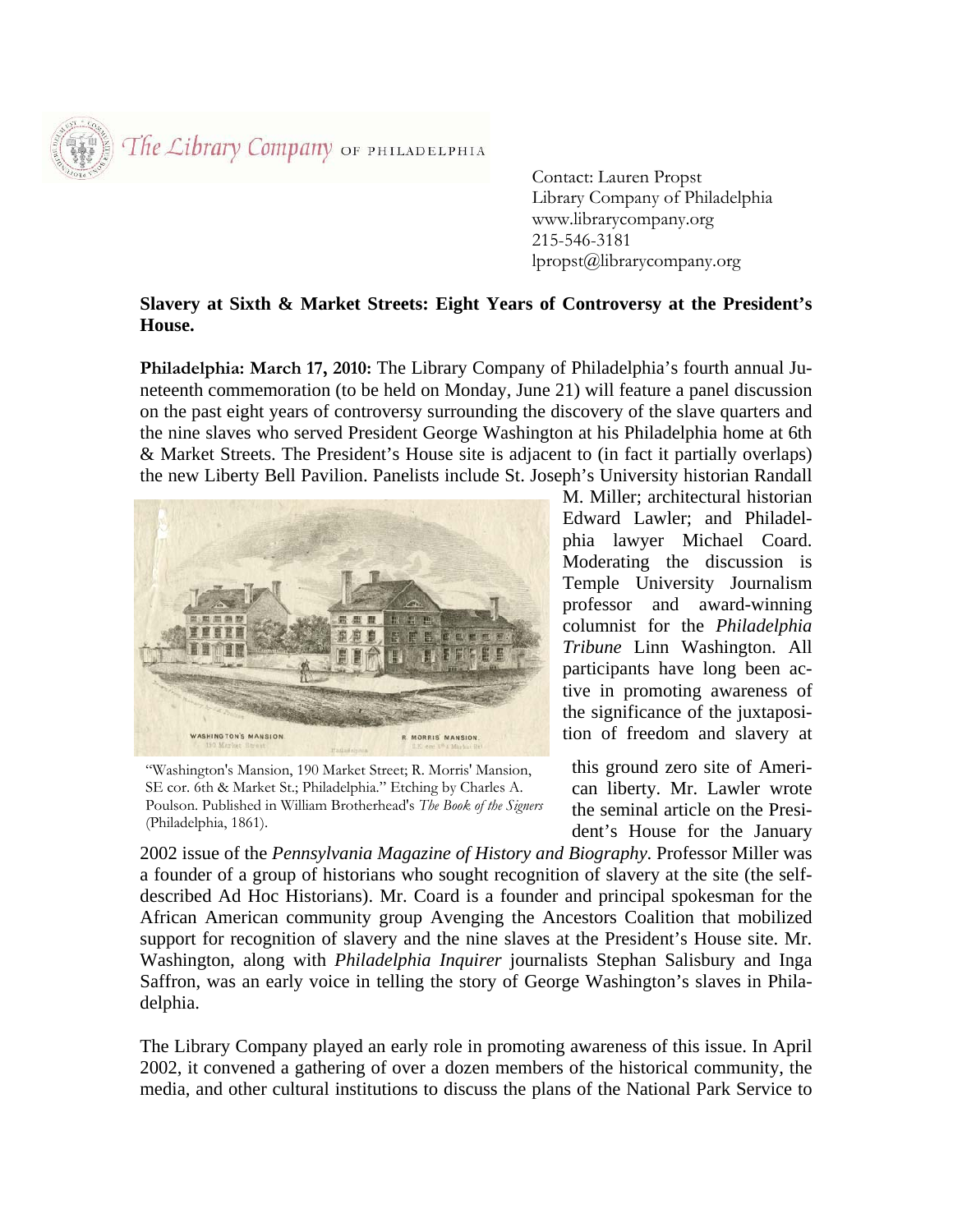The Library Company OF PHILADELPHIA

Contact: Lauren Propst
Library Company of Philadelphia
www.librarycompany.org
215-546-3181
lpropst@librarycompany.org

**Slavery at Sixth & Market Streets: Eight Years of Controversy at the President's House.**

**Philadelphia: March 17, 2010:** The Library Company of Philadelphia's fourth annual Juneteenth commemoration (to be held on Monday, June 21) will feature a panel discussion on the past eight years of controversy surrounding the discovery of the slave quarters and the nine slaves who served President George Washington at his Philadelphia home at 6th & Market Streets. The President's House site is adjacent to (in fact it partially overlaps) the new Liberty Bell Pavilion. Panelists include St. Joseph's University historian Randall M. Miller; architectural historian Edward Lawler; and Philadelphia lawyer Michael Coard. Moderating the discussion is Temple University Journalism professor and award-winning columnist for the *Philadelphia Tribune* Linn Washington. All participants have long been active in promoting awareness of the significance of the juxtaposition of freedom and slavery at this ground zero site of American liberty. Mr. Lawler wrote the seminal article on the President's House for the January 2002 issue of the *Pennsylvania Magazine of History and Biography*. Professor Miller was a founder of a group of historians who sought recognition of slavery at the site (the self-described Ad Hoc Historians). Mr. Coard is a founder and principal spokesman for the African American community group Avenging the Ancestors Coalition that mobilized support for recognition of slavery and the nine slaves at the President's House site. Mr. Washington, along with *Philadelphia Inquirer* journalists Stephan Salisbury and Inga Saffron, was an early voice in telling the story of George Washington's slaves in Philadelphia.

"Washington's Mansion, 190 Market Street; R. Morris' Mansion, SE cor. 6th & Market St.; Philadelphia." Etching by Charles A. Poulson. Published in William Brotherhead's *The Book of the Signers* (Philadelphia, 1861).

The Library Company played an early role in promoting awareness of this issue. In April 2002, it convened a gathering of over a dozen members of the historical community, the media, and other cultural institutions to discuss the plans of the National Park Service to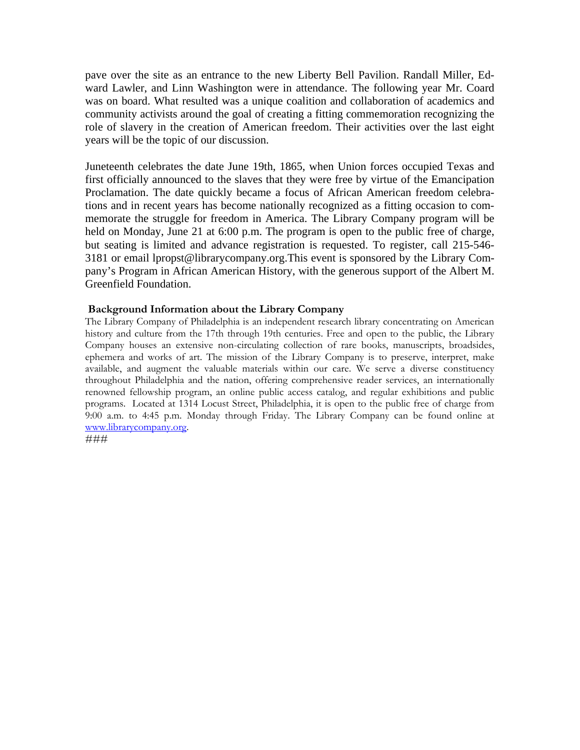pave over the site as an entrance to the new Liberty Bell Pavilion. Randall Miller, Edward Lawler, and Linn Washington were in attendance. The following year Mr. Coard was on board. What resulted was a unique coalition and collaboration of academics and community activists around the goal of creating a fitting commemoration recognizing the role of slavery in the creation of American freedom. Their activities over the last eight years will be the topic of our discussion.

Juneteenth celebrates the date June 19th, 1865, when Union forces occupied Texas and first officially announced to the slaves that they were free by virtue of the Emancipation Proclamation. The date quickly became a focus of African American freedom celebrations and in recent years has become nationally recognized as a fitting occasion to commemorate the struggle for freedom in America. The Library Company program will be held on Monday, June 21 at 6:00 p.m. The program is open to the public free of charge, but seating is limited and advance registration is requested. To register, call 215-546-3181 or email lpropst@librarycompany.org.This event is sponsored by the Library Company's Program in African American History, with the generous support of the Albert M. Greenfield Foundation.

**Background Information about the Library Company**

The Library Company of Philadelphia is an independent research library concentrating on American history and culture from the 17th through 19th centuries. Free and open to the public, the Library Company houses an extensive non-circulating collection of rare books, manuscripts, broadsides, ephemera and works of art. The mission of the Library Company is to preserve, interpret, make available, and augment the valuable materials within our care. We serve a diverse constituency throughout Philadelphia and the nation, offering comprehensive reader services, an internationally renowned fellowship program, an online public access catalog, and regular exhibitions and public programs. Located at 1314 Locust Street, Philadelphia, it is open to the public free of charge from 9:00 a.m. to 4:45 p.m. Monday through Friday. The Library Company can be found online at www.librarycompany.org.

###